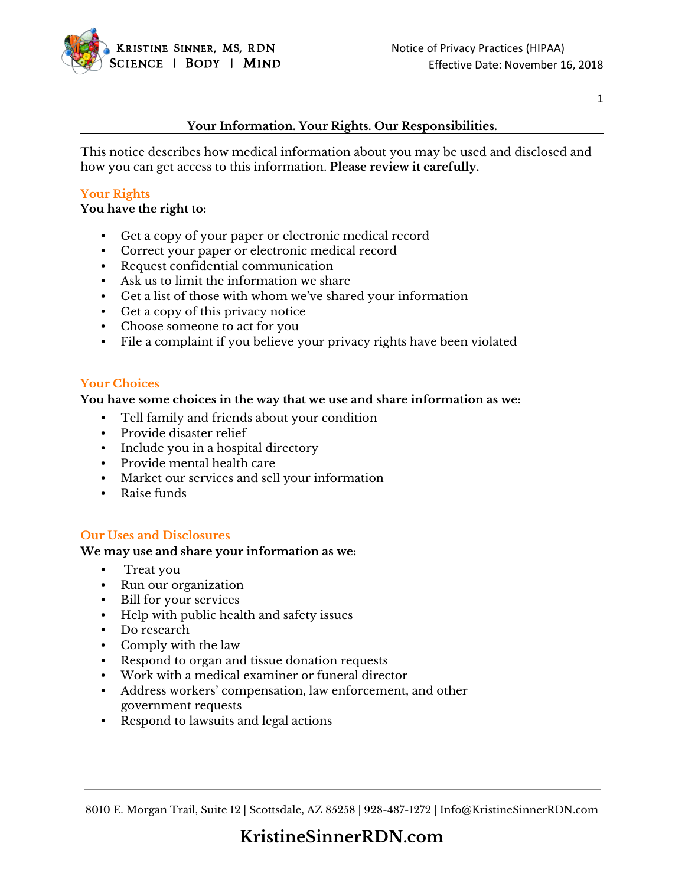# Your Information. Your Rights. Our Responsibilities.

This notice describes how medical information about you may be used and disclosed and how you can get access to this information. **Please review it carefully.**

## Your Rights

**You have the right to:**

- Get a copy of your paper or electronic medical record
- Correct your paper or electronic medical record
- Request confidential communication
- Ask us to limit the information we share
- Get a list of those with whom we've shared your information
- Get a copy of this privacy notice
- Choose someone to act for you
- File a complaint if you believe your privacy rights have been violated

## Your Choices

**You have some choices in the way that we use and share information as we:**

- Tell family and friends about your condition
- Provide disaster relief
- Include you in a hospital directory
- Provide mental health care
- Market our services and sell your information
- Raise funds

## Our Uses and Disclosures

**We may use and share your information as we:**

- Treat you
- Run our organization
- Bill for your services
- Help with public health and safety issues
- Do research
- Comply with the law
- Respond to organ and tissue donation requests
- Work with a medical examiner or funeral director
- Address workers' compensation, law enforcement, and other government requests
- Respond to lawsuits and legal actions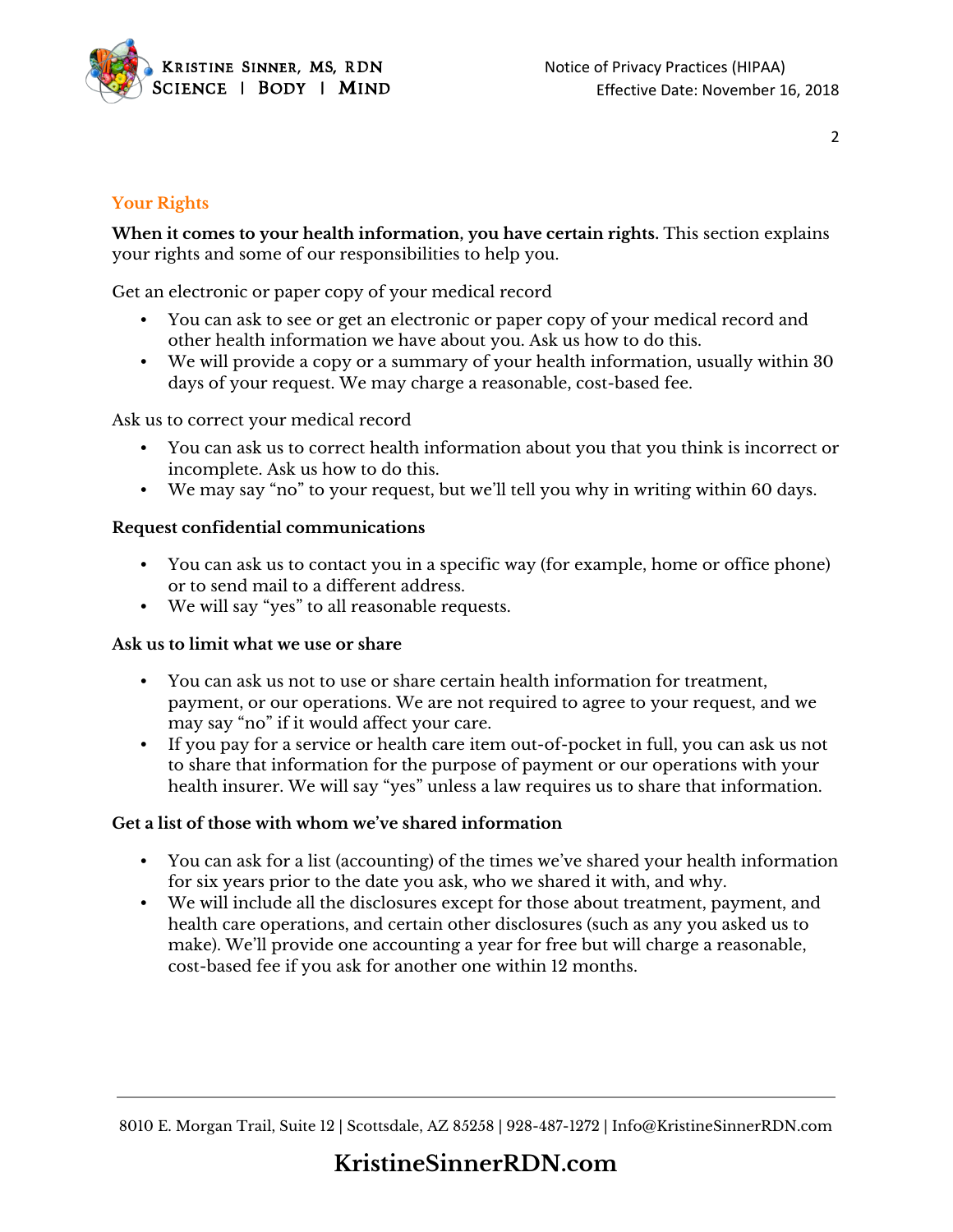## Your Rights

**When it comes to your health information, you have certain rights.** This section explains your rights and some of our responsibilities to help you.

Get an electronic or paper copy of your medical record

- You can ask to see or get an electronic or paper copy of your medical record and other health information we have about you. Ask us how to do this.
- We will provide a copy or a summary of your health information, usually within 30 days of your request. We may charge a reasonable, cost-based fee.

Ask us to correct your medical record

- You can ask us to correct health information about you that you think is incorrect or incomplete. Ask us how to do this.
- We may say "no" to your request, but we'll tell you why in writing within 60 days.

**Request confidential communications**

- You can ask us to contact you in a specific way (for example, home or office phone) or to send mail to a different address.
- We will say "yes" to all reasonable requests.

**Ask us to limit what we use or share**

- You can ask us not to use or share certain health information for treatment, payment, or our operations. We are not required to agree to your request, and we may say "no" if it would affect your care.
- If you pay for a service or health care item out-of-pocket in full, you can ask us not to share that information for the purpose of payment or our operations with your health insurer. We will say "yes" unless a law requires us to share that information.

**Get a list of those with whom we've shared information**

- You can ask for a list (accounting) of the times we've shared your health information for six years prior to the date you ask, who we shared it with, and why.
- We will include all the disclosures except for those about treatment, payment, and health care operations, and certain other disclosures (such as any you asked us to make). We'll provide one accounting a year for free but will charge a reasonable, cost-based fee if you ask for another one within 12 months.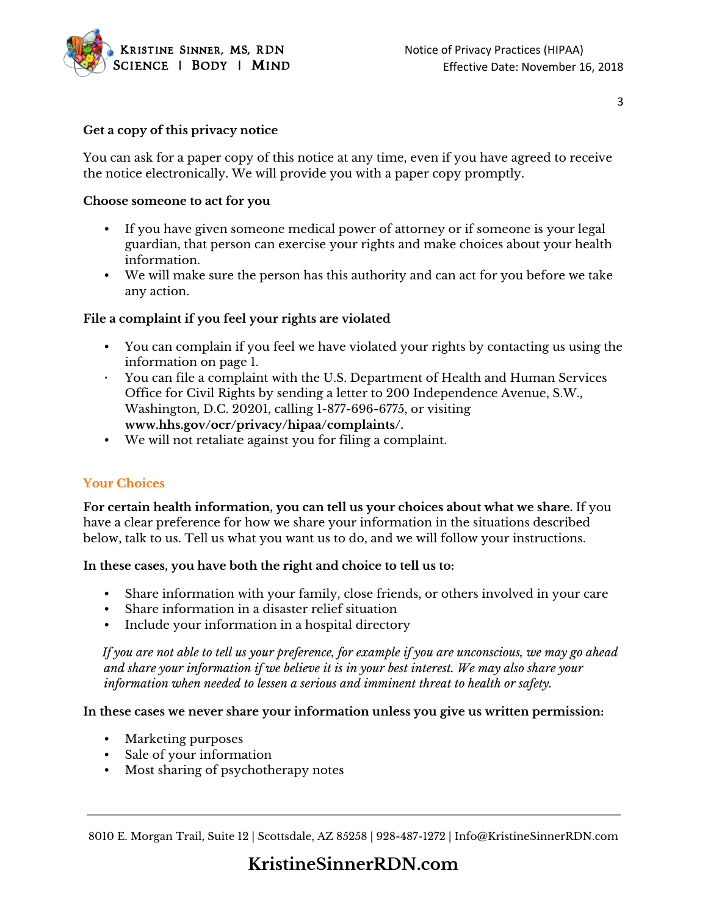**Get a copy of this privacy notice**

You can ask for a paper copy of this notice at any time, even if you have agreed to receive the notice electronically. We will provide you with a paper copy promptly.

**Choose someone to act for you**

- If you have given someone medical power of attorney or if someone is your legal guardian, that person can exercise your rights and make choices about your health information.
- We will make sure the person has this authority and can act for you before we take any action.

**File a complaint if you feel your rights are violated**

- You can complain if you feel we have violated your rights by contacting us using the information on page 1.
- You can file a complaint with the U.S. Department of Health and Human Services Office for Civil Rights by sending a letter to 200 Independence Avenue, S.W., Washington, D.C. 20201, calling 1-877-696-6775, or visiting **www.hhs.gov/ocr/privacy/hipaa/complaints/.**
- We will not retaliate against you for filing a complaint.

## Your Choices

**For certain health information, you can tell us your choices about what we share.** If you have a clear preference for how we share your information in the situations described below, talk to us. Tell us what you want us to do, and we will follow your instructions.

**In these cases, you have both the right and choice to tell us to:**

- Share information with your family, close friends, or others involved in your care
- Share information in a disaster relief situation
- Include your information in a hospital directory

*If you are not able to tell us your preference, for example if you are unconscious, we may go ahead and share your information if we believe it is in your best interest. We may also share your information when needed to lessen a serious and imminent threat to health or safety.*

**In these cases we never share your information unless you give us written permission:**

- Marketing purposes
- Sale of your information
- Most sharing of psychotherapy notes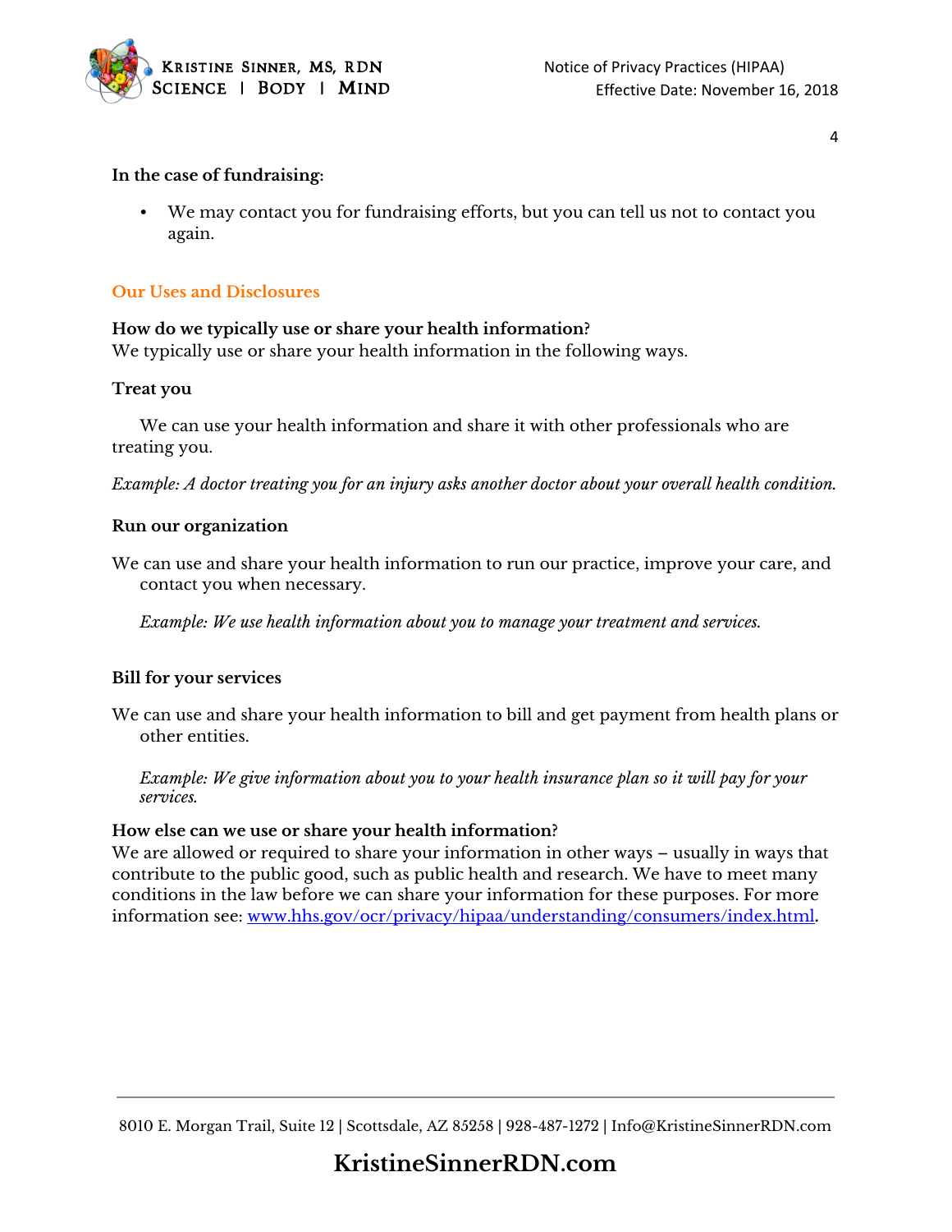**In the case of fundraising:**

- We may contact you for fundraising efforts, but you can tell us not to contact you again.

## Our Uses and Disclosures

**How do we typically use or share your health information?**
We typically use or share your health information in the following ways.

**Treat you**

We can use your health information and share it with other professionals who are treating you.

*Example: A doctor treating you for an injury asks another doctor about your overall health condition.*

**Run our organization**

We can use and share your health information to run our practice, improve your care, and contact you when necessary.

*Example: We use health information about you to manage your treatment and services.*

**Bill for your services**

We can use and share your health information to bill and get payment from health plans or other entities.

*Example: We give information about you to your health insurance plan so it will pay for your services.*

**How else can we use or share your health information?**
We are allowed or required to share your information in other ways – usually in ways that contribute to the public good, such as public health and research. We have to meet many conditions in the law before we can share your information for these purposes. For more information see: [www.hhs.gov/ocr/privacy/hipaa/understanding/consumers/index.html](http://www.hhs.gov/ocr/privacy/hipaa/understanding/consumers/index.html).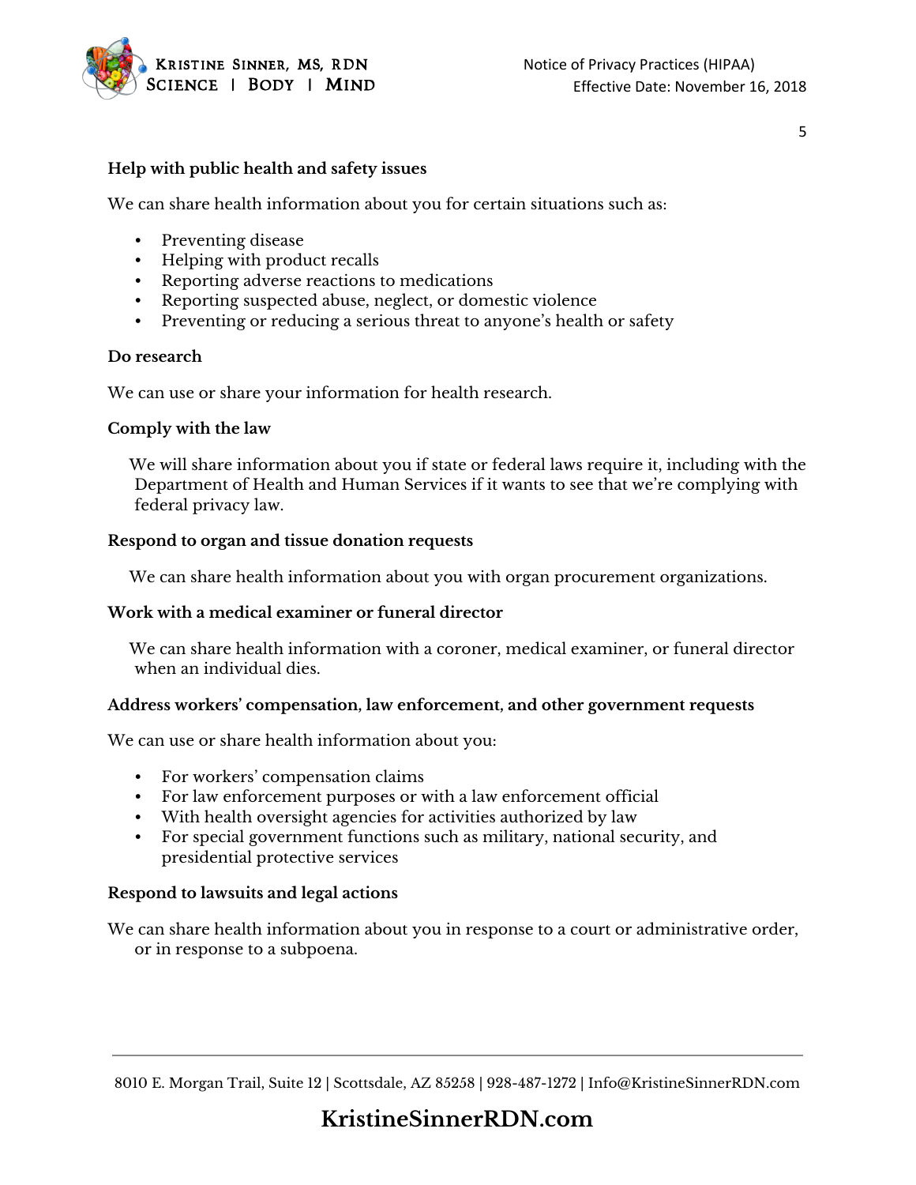**Help with public health and safety issues**

We can share health information about you for certain situations such as:

- Preventing disease
- Helping with product recalls
- Reporting adverse reactions to medications
- Reporting suspected abuse, neglect, or domestic violence
- Preventing or reducing a serious threat to anyone's health or safety

**Do research**

We can use or share your information for health research.

**Comply with the law**

We will share information about you if state or federal laws require it, including with the Department of Health and Human Services if it wants to see that we're complying with federal privacy law.

**Respond to organ and tissue donation requests**

We can share health information about you with organ procurement organizations.

**Work with a medical examiner or funeral director**

We can share health information with a coroner, medical examiner, or funeral director when an individual dies.

**Address workers' compensation, law enforcement, and other government requests**

We can use or share health information about you:

- For workers' compensation claims
- For law enforcement purposes or with a law enforcement official
- With health oversight agencies for activities authorized by law
- For special government functions such as military, national security, and presidential protective services

**Respond to lawsuits and legal actions**

We can share health information about you in response to a court or administrative order, or in response to a subpoena.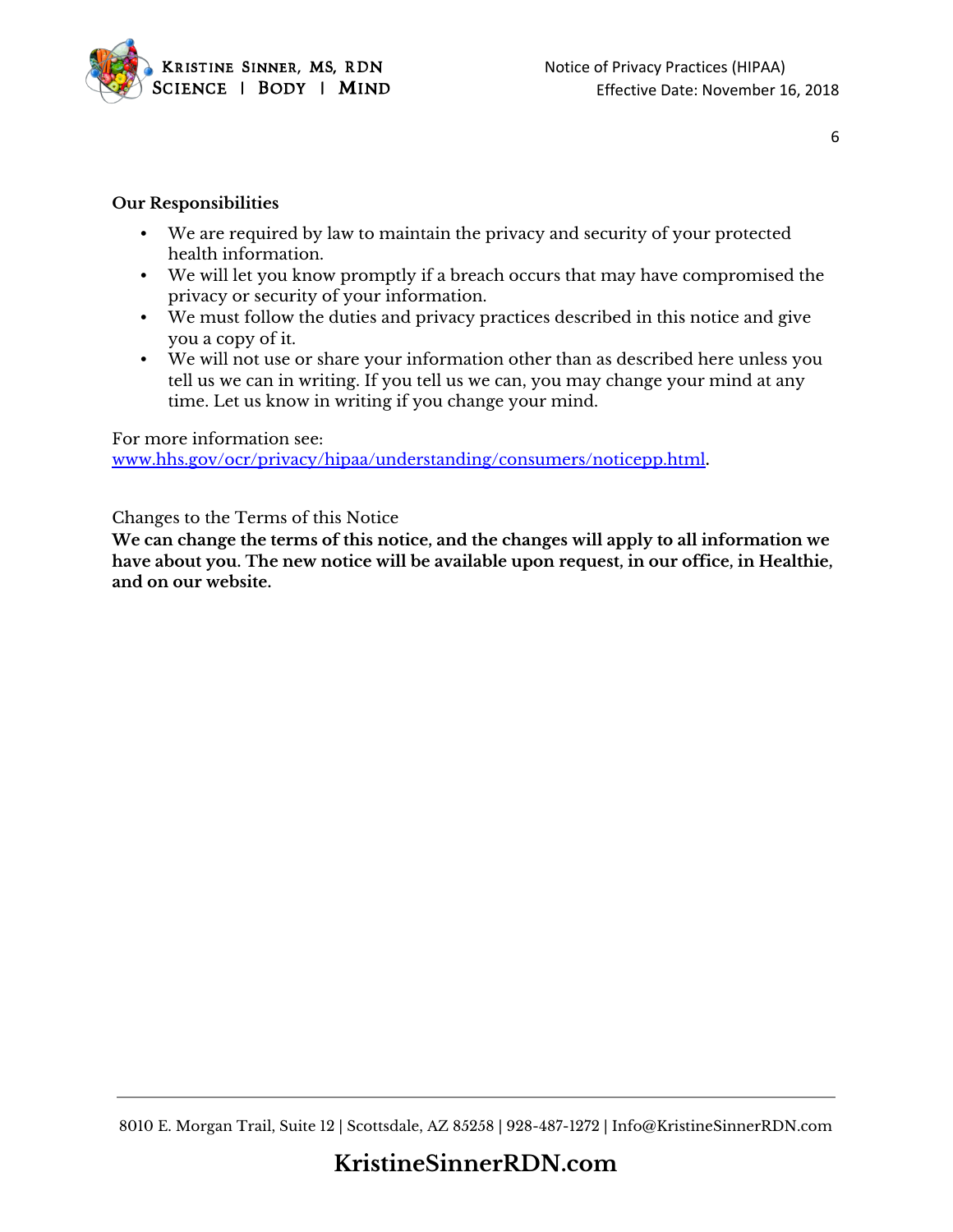**Our Responsibilities**

- We are required by law to maintain the privacy and security of your protected health information.
- We will let you know promptly if a breach occurs that may have compromised the privacy or security of your information.
- We must follow the duties and privacy practices described in this notice and give you a copy of it.
- We will not use or share your information other than as described here unless you tell us we can in writing. If you tell us we can, you may change your mind at any time. Let us know in writing if you change your mind.

For more information see:
[www.hhs.gov/ocr/privacy/hipaa/understanding/consumers/noticepp.html](http://www.hhs.gov/ocr/privacy/hipaa/understanding/consumers/noticepp.html).

Changes to the Terms of this Notice

**We can change the terms of this notice, and the changes will apply to all information we have about you. The new notice will be available upon request, in our office, in Healthie, and on our website.**